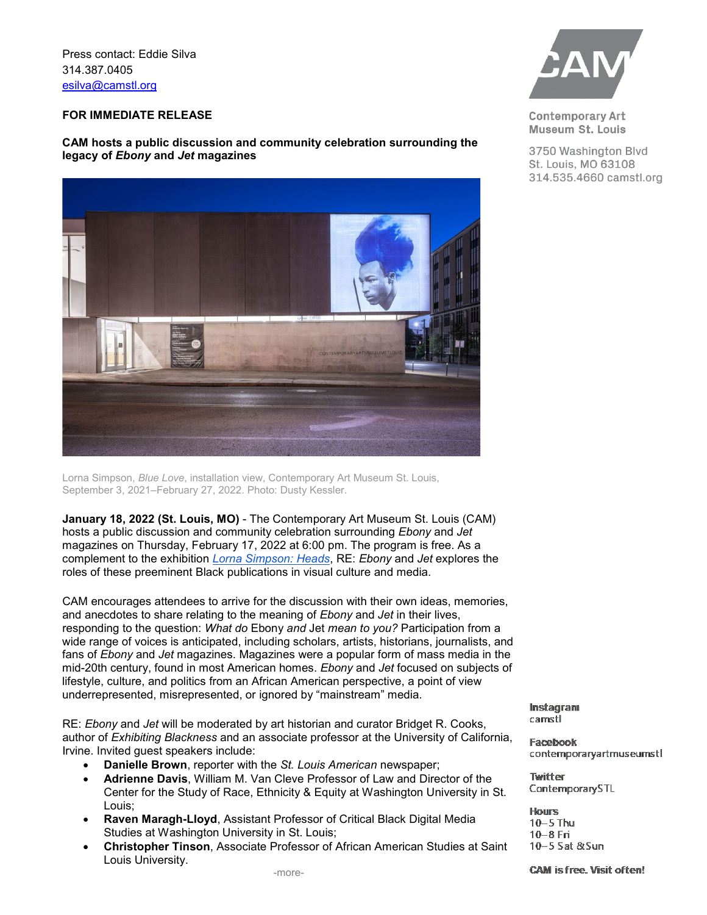Press contact: Eddie Silva
314.387.0405
esilva@camstl.org

Contemporary Art Museum St. Louis

3750 Washington Blvd
St. Louis, MO 63108
314.535.4660 camstl.org

**FOR IMMEDIATE RELEASE**

**CAM hosts a public discussion and community celebration surrounding the legacy of *Ebony* and *Jet* magazines**

Lorna Simpson, *Blue Love*, installation view, Contemporary Art Museum St. Louis, September 3, 2021–February 27, 2022. Photo: Dusty Kessler.

**January 18, 2022 (St. Louis, MO)** - The Contemporary Art Museum St. Louis (CAM) hosts a public discussion and community celebration surrounding *Ebony* and *Jet* magazines on Thursday, February 17, 2022 at 6:00 pm. The program is free. As a complement to the exhibition *Lorna Simpson: Heads*, RE: *Ebony* and *Jet* explores the roles of these preeminent Black publications in visual culture and media.

CAM encourages attendees to arrive for the discussion with their own ideas, memories, and anecdotes to share relating to the meaning of *Ebony* and *Jet* in their lives, responding to the question: *What do* Ebony *and* Jet *mean to you?* Participation from a wide range of voices is anticipated, including scholars, artists, historians, journalists, and fans of *Ebony* and *Jet* magazines. Magazines were a popular form of mass media in the mid-20th century, found in most American homes. *Ebony* and *Jet* focused on subjects of lifestyle, culture, and politics from an African American perspective, a point of view underrepresented, misrepresented, or ignored by "mainstream" media.

RE: *Ebony* and *Jet* will be moderated by art historian and curator Bridget R. Cooks, author of *Exhibiting Blackness* and an associate professor at the University of California, Irvine. Invited guest speakers include:

- **Danielle Brown**, reporter with the *St. Louis American* newspaper;
- **Adrienne Davis**, William M. Van Cleve Professor of Law and Director of the Center for the Study of Race, Ethnicity & Equity at Washington University in St. Louis;
- **Raven Maragh-Lloyd**, Assistant Professor of Critical Black Digital Media Studies at Washington University in St. Louis;
- **Christopher Tinson**, Associate Professor of African American Studies at Saint Louis University.

-more-

**Instagram**
camstl

**Facebook**
contemporaryartmuseumstl

**Twitter**
ContemporarySTL

**Hours**
10–5 Thu
10–8 Fri
10–5 Sat & Sun

**CAM is free. Visit often!**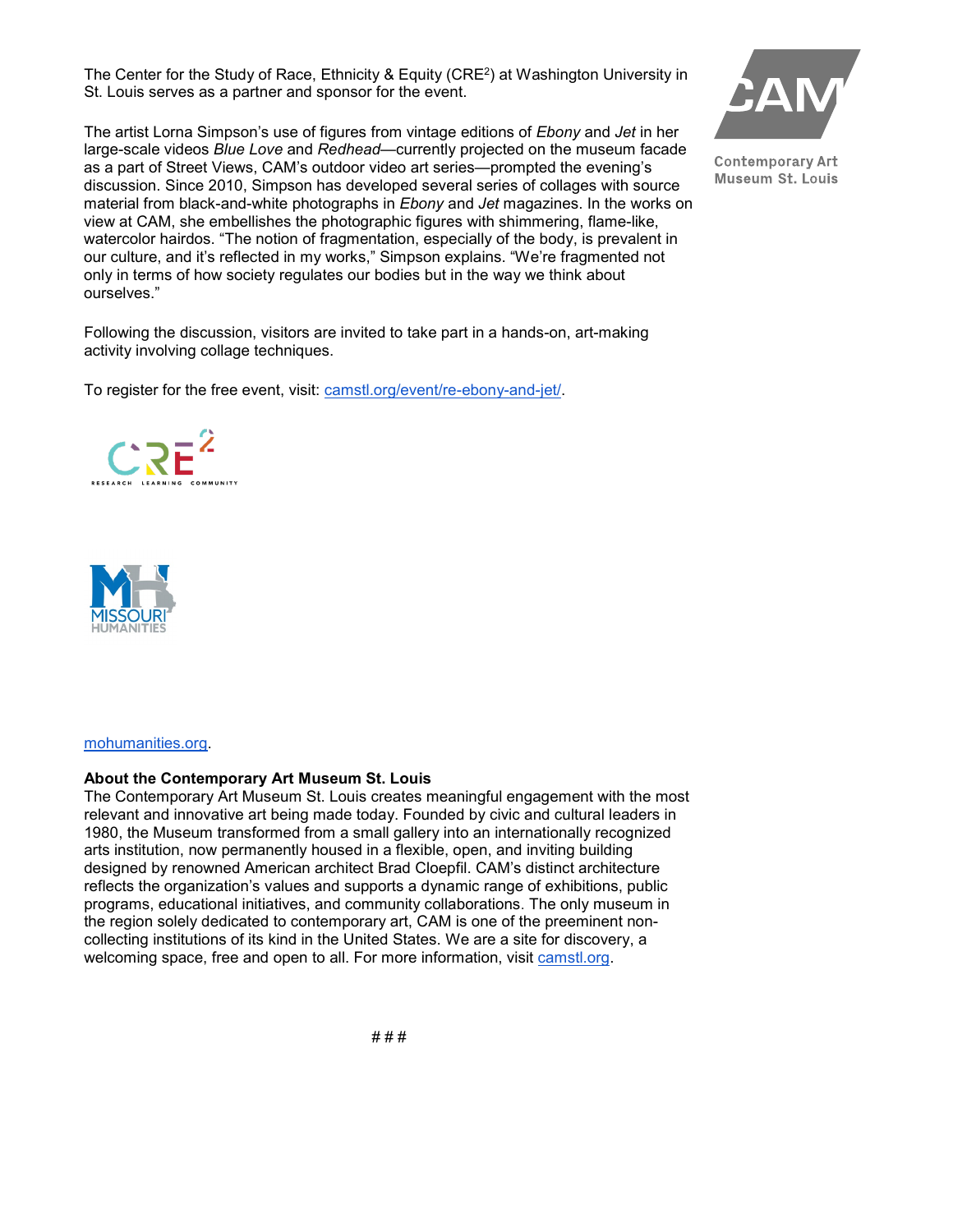The Center for the Study of Race, Ethnicity & Equity (CRE[2]) at Washington University in St. Louis serves as a partner and sponsor for the event.

The artist Lorna Simpson's use of figures from vintage editions of *Ebony* and *Jet* in her large-scale videos *Blue Love* and *Redhead*—currently projected on the museum facade as a part of Street Views, CAM's outdoor video art series—prompted the evening's discussion. Since 2010, Simpson has developed several series of collages with source material from black-and-white photographs in *Ebony* and *Jet* magazines. In the works on view at CAM, she embellishes the photographic figures with shimmering, flame-like, watercolor hairdos. "The notion of fragmentation, especially of the body, is prevalent in our culture, and it's reflected in my works," Simpson explains. "We're fragmented not only in terms of how society regulates our bodies but in the way we think about ourselves."

Following the discussion, visitors are invited to take part in a hands-on, art-making activity involving collage techniques.

To register for the free event, visit: camstl.org/event/re-ebony-and-jet/.

mohumanities.org.

**About the Contemporary Art Museum St. Louis**
The Contemporary Art Museum St. Louis creates meaningful engagement with the most relevant and innovative art being made today. Founded by civic and cultural leaders in 1980, the Museum transformed from a small gallery into an internationally recognized arts institution, now permanently housed in a flexible, open, and inviting building designed by renowned American architect Brad Cloepfil. CAM's distinct architecture reflects the organization's values and supports a dynamic range of exhibitions, public programs, educational initiatives, and community collaborations. The only museum in the region solely dedicated to contemporary art, CAM is one of the preeminent non-collecting institutions of its kind in the United States. We are a site for discovery, a welcoming space, free and open to all. For more information, visit camstl.org.

# # #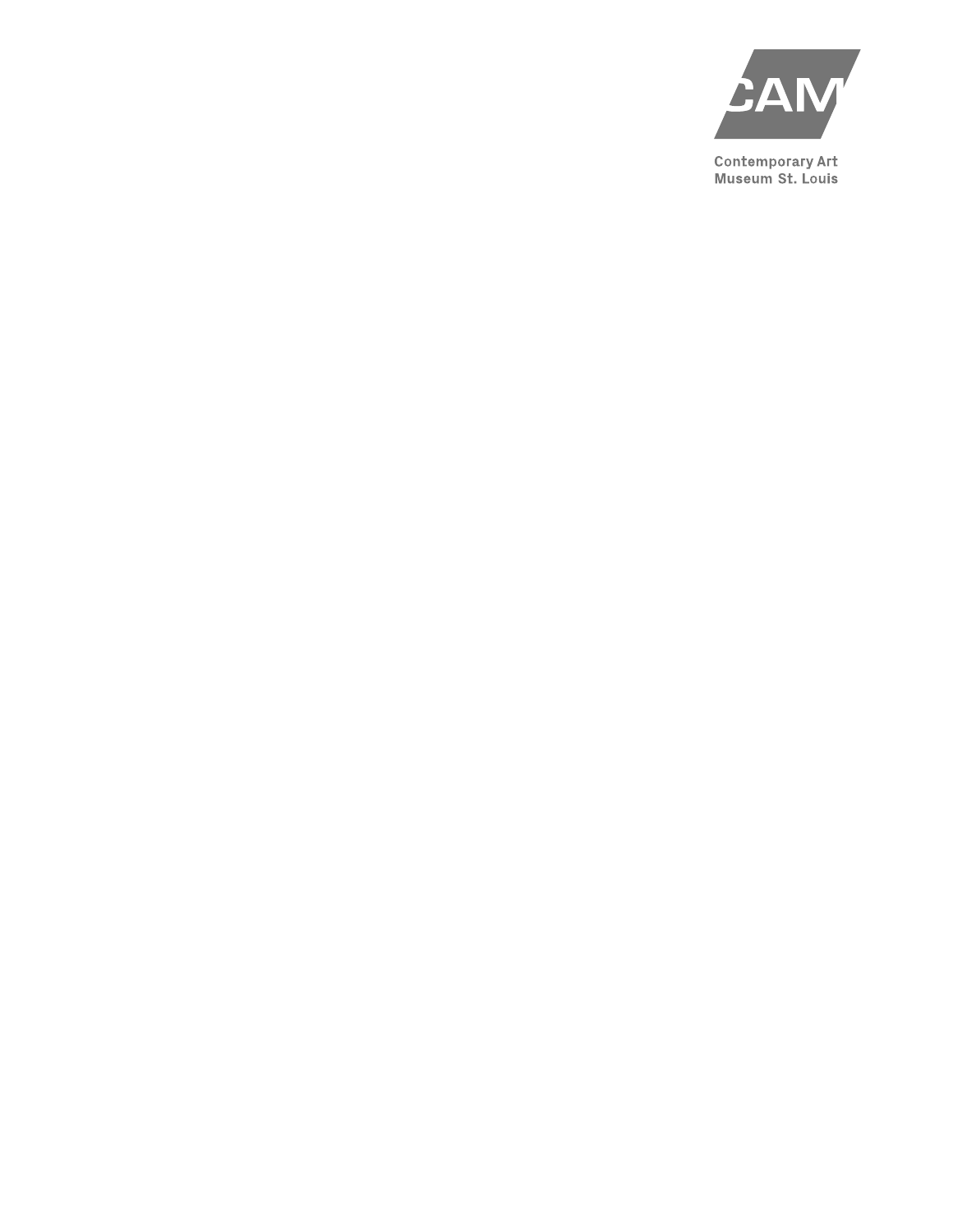CAM

Contemporary Art
Museum St. Louis